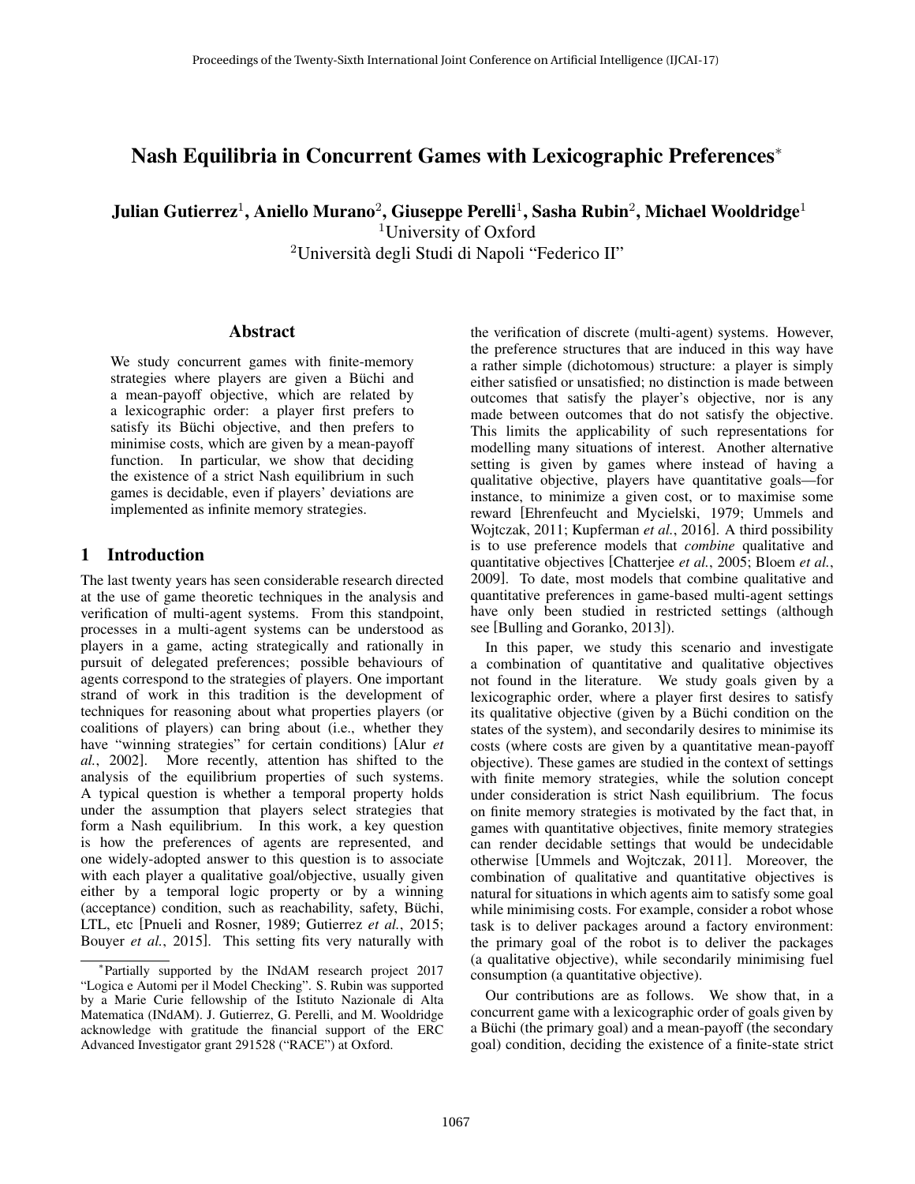# Nash Equilibria in Concurrent Games with Lexicographic Preferences*

**Julian Gutierrez[1], Aniello Murano[2], Giuseppe Perelli[1], Sasha Rubin[2], Michael Wooldridge[1]**

[1]University of Oxford

[2]Università degli Studi di Napoli "Federico II"

## Abstract

We study concurrent games with finite-memory strategies where players are given a Büchi and a mean-payoff objective, which are related by a lexicographic order: a player first prefers to satisfy its Büchi objective, and then prefers to minimise costs, which are given by a mean-payoff function. In particular, we show that deciding the existence of a strict Nash equilibrium in such games is decidable, even if players' deviations are implemented as infinite memory strategies.

## 1 Introduction

The last twenty years has seen considerable research directed at the use of game theoretic techniques in the analysis and verification of multi-agent systems. From this standpoint, processes in a multi-agent systems can be understood as players in a game, acting strategically and rationally in pursuit of delegated preferences; possible behaviours of agents correspond to the strategies of players. One important strand of work in this tradition is the development of techniques for reasoning about what properties players (or coalitions of players) can bring about (i.e., whether they have "winning strategies" for certain conditions) [Alur *et al.*, 2002]. More recently, attention has shifted to the analysis of the equilibrium properties of such systems. A typical question is whether a temporal property holds under the assumption that players select strategies that form a Nash equilibrium. In this work, a key question is how the preferences of agents are represented, and one widely-adopted answer to this question is to associate with each player a qualitative goal/objective, usually given either by a temporal logic property or by a winning (acceptance) condition, such as reachability, safety, Büchi, LTL, etc [Pnueli and Rosner, 1989; Gutierrez *et al.*, 2015; Bouyer *et al.*, 2015]. This setting fits very naturally with the verification of discrete (multi-agent) systems. However, the preference structures that are induced in this way have a rather simple (dichotomous) structure: a player is simply either satisfied or unsatisfied; no distinction is made between outcomes that satisfy the player's objective, nor is any made between outcomes that do not satisfy the objective. This limits the applicability of such representations for modelling many situations of interest. Another alternative setting is given by games where instead of having a qualitative objective, players have quantitative goals—for instance, to minimize a given cost, or to maximise some reward [Ehrenfeucht and Mycielski, 1979; Ummels and Wojtczak, 2011; Kupferman *et al.*, 2016]. A third possibility is to use preference models that *combine* qualitative and quantitative objectives [Chatterjee *et al.*, 2005; Bloem *et al.*, 2009]. To date, most models that combine qualitative and quantitative preferences in game-based multi-agent settings have only been studied in restricted settings (although see [Bulling and Goranko, 2013]).

In this paper, we study this scenario and investigate a combination of quantitative and qualitative objectives not found in the literature. We study goals given by a lexicographic order, where a player first desires to satisfy its qualitative objective (given by a Büchi condition on the states of the system), and secondarily desires to minimise its costs (where costs are given by a quantitative mean-payoff objective). These games are studied in the context of settings with finite memory strategies, while the solution concept under consideration is strict Nash equilibrium. The focus on finite memory strategies is motivated by the fact that, in games with quantitative objectives, finite memory strategies can render decidable settings that would be undecidable otherwise [Ummels and Wojtczak, 2011]. Moreover, the combination of qualitative and quantitative objectives is natural for situations in which agents aim to satisfy some goal while minimising costs. For example, consider a robot whose task is to deliver packages around a factory environment: the primary goal of the robot is to deliver the packages (a qualitative objective), while secondarily minimising fuel consumption (a quantitative objective).

Our contributions are as follows. We show that, in a concurrent game with a lexicographic order of goals given by a Büchi (the primary goal) and a mean-payoff (the secondary goal) condition, deciding the existence of a finite-state strict

*Partially supported by the INdAM research project 2017 "Logica e Automi per il Model Checking". S. Rubin was supported by a Marie Curie fellowship of the Istituto Nazionale di Alta Matematica (INdAM). J. Gutierrez, G. Perelli, and M. Wooldridge acknowledge with gratitude the financial support of the ERC Advanced Investigator grant 291528 ("RACE") at Oxford.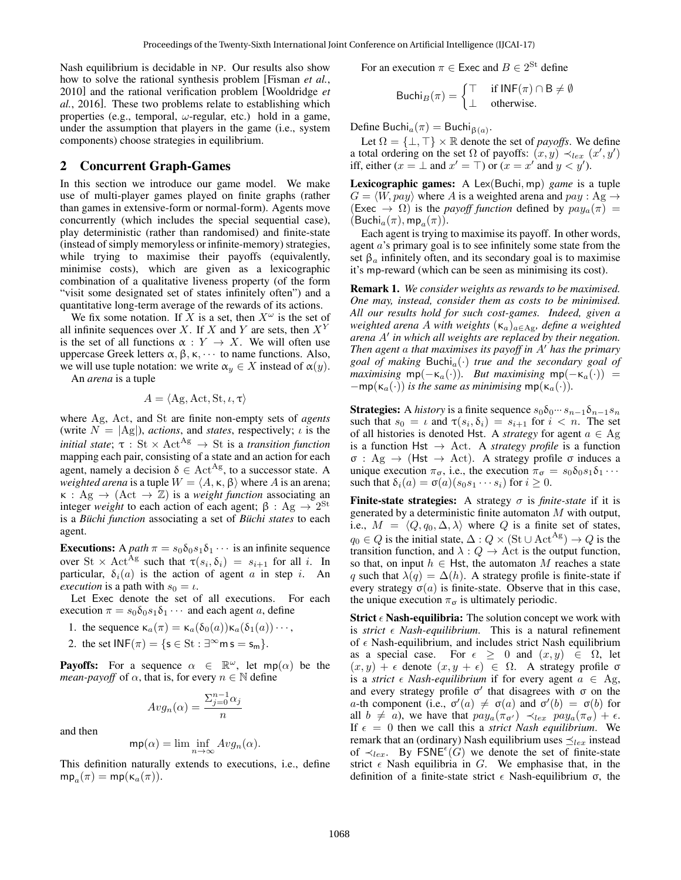Nash equilibrium is decidable in NP. Our results also show how to solve the rational synthesis problem [Fisman *et al.*, 2010] and the rational verification problem [Wooldridge *et al.*, 2016]. These two problems relate to establishing which properties (e.g., temporal, $\omega$-regular, etc.) hold in a game, under the assumption that players in the game (i.e., system components) choose strategies in equilibrium.

## 2 Concurrent Graph-Games

In this section we introduce our game model. We make use of multi-player games played on finite graphs (rather than games in extensive-form or normal-form). Agents move concurrently (which includes the special sequential case), play deterministic (rather than randomised) and finite-state (instead of simply memoryless or infinite-memory) strategies, while trying to maximise their payoffs (equivalently, minimise costs), which are given as a lexicographic combination of a qualitative liveness property (of the form "visit some designated set of states infinitely often") and a quantitative long-term average of the rewards of its actions.

We fix some notation. If $X$ is a set, then $X^\omega$ is the set of all infinite sequences over $X$. If $X$ and $Y$ are sets, then $X^Y$ is the set of all functions $\alpha : Y \to X$. We will often use uppercase Greek letters $\alpha, \beta, \kappa, \cdots$ to name functions. Also, we will use tuple notation: we write $\alpha_y \in X$ instead of $\alpha(y)$.

An *arena* is a tuple

$$A = \langle \mathrm{Ag}, \mathrm{Act}, \mathrm{St}, \iota, \tau \rangle$$

where Ag, Act, and St are finite non-empty sets of *agents* (write $N = |\mathrm{Ag}|$), *actions*, and *states*, respectively; $\iota$ is the *initial state*; $\tau : \mathrm{St} \times \mathrm{Act}^{\mathrm{Ag}} \to \mathrm{St}$ is a *transition function* mapping each pair, consisting of a state and an action for each agent, namely a decision $\delta \in \mathrm{Act}^{\mathrm{Ag}}$, to a successor state. A *weighted arena* is a tuple $W = \langle A, \kappa, \beta \rangle$ where $A$ is an arena; $\kappa : \mathrm{Ag} \to (\mathrm{Act} \to \mathbb{Z})$ is a *weight function* associating an integer *weight* to each action of each agent; $\beta : \mathrm{Ag} \to 2^{\mathrm{St}}$ is a *Büchi function* associating a set of *Büchi states* to each agent.

**Executions:** A *path* $\pi = s_0\delta_0 s_1 \delta_1 \cdots$ is an infinite sequence over $\mathrm{St} \times \mathrm{Act}^{\mathrm{Ag}}$ such that $\tau(s_i, \delta_i) = s_{i+1}$ for all $i$. In particular, $\delta_i(a)$ is the action of agent $a$ in step $i$. An *execution* is a path with $s_0 = \iota$.

Let Exec denote the set of all executions. For each execution $\pi = s_0\delta_0 s_1\delta_1 \cdots$ and each agent $a$, define

1. the sequence $\kappa_a(\pi) = \kappa_a(\delta_0(a))\kappa_a(\delta_1(a))\cdots$,
2. the set $\mathsf{INF}(\pi) = \{\mathsf{s} \in \mathrm{St} : \exists^\infty \mathsf{m}\, \mathsf{s} = \mathsf{s}_\mathsf{m}\}$.

**Payoffs:** For a sequence $\alpha \in \mathbb{R}^\omega$, let $\mathsf{mp}(\alpha)$ be the *mean-payoff* of $\alpha$, that is, for every $n \in \mathbb{N}$ define

$$Avg_n(\alpha) = \frac{\Sigma_{j=0}^{n-1}\alpha_j}{n}$$

and then

$$\mathsf{mp}(\alpha) = \liminf_{n\to\infty} Avg_n(\alpha).$$

This definition naturally extends to executions, i.e., define $\mathsf{mp}_a(\pi) = \mathsf{mp}(\kappa_a(\pi))$.

For an execution $\pi \in \mathsf{Exec}$ and $B \in 2^{\mathrm{St}}$ define

$$\mathsf{Buchi}_B(\pi) = \begin{cases} \top & \text{if } \mathsf{INF}(\pi) \cap \mathsf{B} \neq \emptyset \\ \bot & \text{otherwise.} \end{cases}$$

Define $\mathsf{Buchi}_a(\pi) = \mathsf{Buchi}_{\beta(a)}$.

Let $\Omega = \{\bot, \top\} \times \mathbb{R}$ denote the set of *payoffs*. We define a total ordering on the set $\Omega$ of payoffs: $(x, y) \prec_{lex} (x', y')$ iff, either ($x = \bot$ and $x' = \top$) or ($x = x'$ and $y < y'$).

**Lexicographic games:** A $\mathsf{Lex}(\mathsf{Buchi}, \mathsf{mp})$ *game* is a tuple $G = \langle W, pay\rangle$ where $A$ is a weighted arena and $pay : \mathrm{Ag} \to (\mathsf{Exec} \to \Omega)$ is the *payoff function* defined by $pay_a(\pi) = (\mathsf{Buchi}_a(\pi), \mathsf{mp}_a(\pi))$.

Each agent is trying to maximise its payoff. In other words, agent $a$'s primary goal is to see infinitely some state from the set $\beta_a$ infinitely often, and its secondary goal is to maximise it's mp-reward (which can be seen as minimising its cost).

**Remark 1.** *We consider weights as rewards to be maximised. One may, instead, consider them as costs to be minimised. All our results hold for such cost-games. Indeed, given a weighted arena $A$ with weights $(\kappa_a)_{a\in\mathrm{Ag}}$, define a weighted arena $A'$ in which all weights are replaced by their negation. Then agent $a$ that maximises its payoff in $A'$ has the primary goal of making $\mathsf{Buchi}_a(\cdot)$ true and the secondary goal of maximising $\mathsf{mp}(-\kappa_a(\cdot))$. But maximising $\mathsf{mp}(-\kappa_a(\cdot)) = -\mathsf{mp}(\kappa_a(\cdot))$ is the same as minimising $\mathsf{mp}(\kappa_a(\cdot))$.*

**Strategies:** A *history* is a finite sequence $s_0\delta_0 \cdots s_{n-1}\delta_{n-1}s_n$ such that $s_0 = \iota$ and $\tau(s_i, \delta_i) = s_{i+1}$ for $i < n$. The set of all histories is denoted Hst. A *strategy* for agent $a \in \mathrm{Ag}$ is a function $\mathsf{Hst} \to \mathrm{Act}$. A *strategy profile* is a function $\sigma : \mathrm{Ag} \to (\mathsf{Hst} \to \mathrm{Act})$. A strategy profile $\sigma$ induces a unique execution $\pi_\sigma$, i.e., the execution $\pi_\sigma = s_0\delta_0 s_1\delta_1 \cdots$ such that $\delta_i(a) = \sigma(a)(s_0 s_1 \cdots s_i)$ for $i \geq 0$.

**Finite-state strategies:** A strategy $\sigma$ is *finite-state* if it is generated by a deterministic finite automaton $M$ with output, i.e., $M = \langle Q, q_0, \Delta, \lambda\rangle$ where $Q$ is a finite set of states, $q_0 \in Q$ is the initial state, $\Delta : Q \times (\mathrm{St} \cup \mathrm{Act}^{\mathrm{Ag}}) \to Q$ is the transition function, and $\lambda : Q \to \mathrm{Act}$ is the output function, so that, on input $h \in \mathsf{Hst}$, the automaton $M$ reaches a state $q$ such that $\lambda(q) = \Delta(h)$. A strategy profile is finite-state if every strategy $\sigma(a)$ is finite-state. Observe that in this case, the unique execution $\pi_\sigma$ is ultimately periodic.

**Strict $\epsilon$ Nash-equilibria:** The solution concept we work with is *strict $\epsilon$ Nash-equilibrium*. This is a natural refinement of $\epsilon$ Nash-equilibrium, and includes strict Nash equilibrium as a special case. For $\epsilon \geq 0$ and $(x, y) \in \Omega$, let $(x, y) + \epsilon$ denote $(x, y + \epsilon) \in \Omega$. A strategy profile $\sigma$ is a *strict $\epsilon$ Nash-equilibrium* if for every agent $a \in \mathrm{Ag}$, and every strategy profile $\sigma'$ that disagrees with $\sigma$ on the $a$-th component (i.e., $\sigma'(a) \neq \sigma(a)$ and $\sigma'(b) = \sigma(b)$ for all $b \neq a$), we have that $pay_a(\pi_{\sigma'}) \prec_{lex} pay_a(\pi_\sigma) + \epsilon$. If $\epsilon = 0$ then we call this a *strict Nash equilibrium*. We remark that an (ordinary) Nash equilibrium uses $\preceq_{lex}$ instead of $\prec_{lex}$. By $\mathsf{FSNE}^\epsilon(G)$ we denote the set of finite-state strict $\epsilon$ Nash equilibria in $G$. We emphasise that, in the definition of a finite-state strict $\epsilon$ Nash-equilibrium $\sigma$, the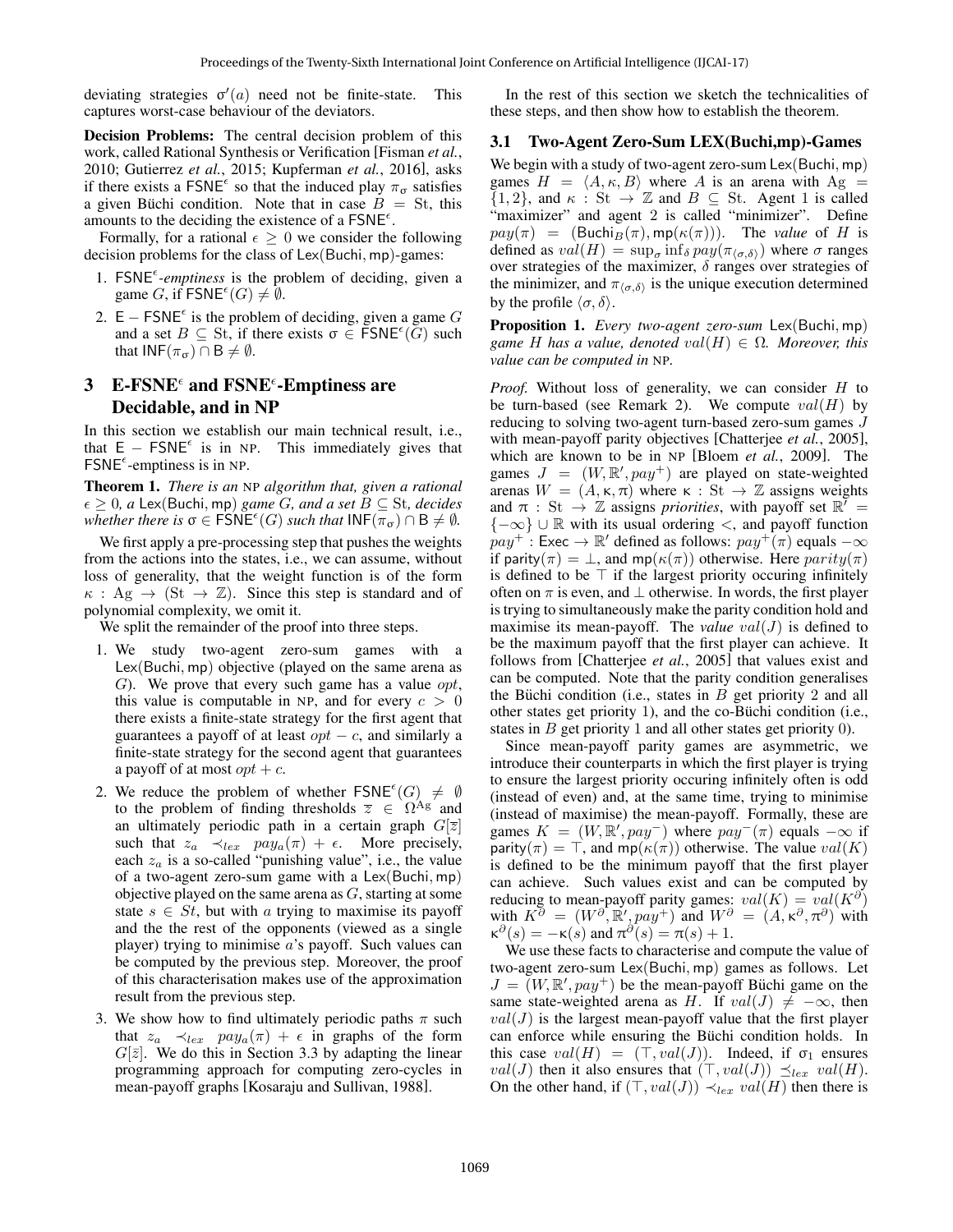deviating strategies $\sigma'(a)$ need not be finite-state. This captures worst-case behaviour of the deviators.

**Decision Problems:** The central decision problem of this work, called Rational Synthesis or Verification [Fisman *et al.*, 2010; Gutierrez *et al.*, 2015; Kupferman *et al.*, 2016], asks if there exists a $\mathsf{FSNE}^{\epsilon}$ so that the induced play $\pi_\sigma$ satisfies a given Büchi condition. Note that in case $B = \mathrm{St}$, this amounts to the deciding the existence of a $\mathsf{FSNE}^{\epsilon}$.

Formally, for a rational $\epsilon \geq 0$ we consider the following decision problems for the class of $\mathsf{Lex}(\mathsf{Buchi}, \mathsf{mp})$-games:

1. $\mathsf{FSNE}^{\epsilon}$*-emptiness* is the problem of deciding, given a game $G$, if $\mathsf{FSNE}^{\epsilon}(G) \neq \emptyset$.
2. $\mathsf{E} - \mathsf{FSNE}^{\epsilon}$ is the problem of deciding, given a game $G$ and a set $B \subseteq \mathrm{St}$, if there exists $\sigma \in \mathsf{FSNE}^{\epsilon}(G)$ such that $\mathsf{INF}(\pi_\sigma) \cap \mathsf{B} \neq \emptyset$.

## 3 E-FSNE$^{\epsilon}$ and FSNE$^{\epsilon}$-Emptiness are Decidable, and in NP

In this section we establish our main technical result, i.e., that $\mathsf{E} - \mathsf{FSNE}^{\epsilon}$ is in NP. This immediately gives that $\mathsf{FSNE}^{\epsilon}$-emptiness is in NP.

**Theorem 1.** *There is an* NP *algorithm that, given a rational* $\epsilon \geq 0$*, a* $\mathsf{Lex}(\mathsf{Buchi}, \mathsf{mp})$ *game* $G$*, and a set* $B \subseteq \mathrm{St}$*, decides whether there is* $\sigma \in \mathsf{FSNE}^{\epsilon}(G)$ *such that* $\mathsf{INF}(\pi_\sigma) \cap \mathsf{B} \neq \emptyset$*.*

We first apply a pre-processing step that pushes the weights from the actions into the states, i.e., we can assume, without loss of generality, that the weight function is of the form $\kappa : \mathrm{Ag} \to (\mathrm{St} \to \mathbb{Z})$. Since this step is standard and of polynomial complexity, we omit it.

We split the remainder of the proof into three steps.

1. We study two-agent zero-sum games with a $\mathsf{Lex}(\mathsf{Buchi}, \mathsf{mp})$ objective (played on the same arena as $G$). We prove that every such game has a value $opt$, this value is computable in NP, and for every $c > 0$ there exists a finite-state strategy for the first agent that guarantees a payoff of at least $opt - c$, and similarly a finite-state strategy for the second agent that guarantees a payoff of at most $opt + c$.
2. We reduce the problem of whether $\mathsf{FSNE}^{\epsilon}(G) \neq \emptyset$ to the problem of finding thresholds $\overline{z} \in \Omega^{\mathrm{Ag}}$ and an ultimately periodic path in a certain graph $G[\overline{z}]$ such that $z_a \prec_{lex} pay_a(\pi) + \epsilon$. More precisely, each $z_a$ is a so-called "punishing value", i.e., the value of a two-agent zero-sum game with a $\mathsf{Lex}(\mathsf{Buchi}, \mathsf{mp})$ objective played on the same arena as $G$, starting at some state $s \in St$, but with $a$ trying to maximise its payoff and the rest of the opponents (viewed as a single player) trying to minimise $a$'s payoff. Such values can be computed by the previous step. Moreover, the proof of this characterisation makes use of the approximation result from the previous step.
3. We show how to find ultimately periodic paths $\pi$ such that $z_a \prec_{lex} pay_a(\pi) + \epsilon$ in graphs of the form $G[\bar{z}]$. We do this in Section 3.3 by adapting the linear programming approach for computing zero-cycles in mean-payoff graphs [Kosaraju and Sullivan, 1988].

In the rest of this section we sketch the technicalities of these steps, and then show how to establish the theorem.

### 3.1 Two-Agent Zero-Sum LEX(Buchi,mp)-Games

We begin with a study of two-agent zero-sum $\mathsf{Lex}(\mathsf{Buchi}, \mathsf{mp})$ games $H = \langle A, \kappa, B \rangle$ where $A$ is an arena with $\mathrm{Ag} = \{1, 2\}$, and $\kappa : \mathrm{St} \to \mathbb{Z}$ and $B \subseteq \mathrm{St}$. Agent 1 is called "maximizer" and agent 2 is called "minimizer". Define $pay(\pi) = (\mathsf{Buchi}_B(\pi), \mathsf{mp}(\kappa(\pi)))$. The *value* of $H$ is defined as $val(H) = \sup_\sigma \inf_\delta pay(\pi_{\langle \sigma, \delta \rangle})$ where $\sigma$ ranges over strategies of the maximizer, $\delta$ ranges over strategies of the minimizer, and $\pi_{\langle \sigma, \delta \rangle}$ is the unique execution determined by the profile $\langle \sigma, \delta \rangle$.

**Proposition 1.** *Every two-agent zero-sum* $\mathsf{Lex}(\mathsf{Buchi}, \mathsf{mp})$ *game* $H$ *has a value, denoted* $val(H) \in \Omega$*. Moreover, this value can be computed in* NP*.*

*Proof.* Without loss of generality, we can consider $H$ to be turn-based (see Remark 2). We compute $val(H)$ by reducing to solving two-agent turn-based zero-sum games $J$ with mean-payoff parity objectives [Chatterjee *et al.*, 2005], which are known to be in NP [Bloem *et al.*, 2009]. The games $J = (W, \mathbb{R}', pay^+)$ are played on state-weighted arenas $W = (A, \kappa, \pi)$ where $\kappa : \mathrm{St} \to \mathbb{Z}$ assigns weights and $\pi : \mathrm{St} \to \mathbb{Z}$ assigns *priorities*, with payoff set $\mathbb{R}' = \{-\infty\} \cup \mathbb{R}$ with its usual ordering $<$, and payoff function $pay^+ : \mathsf{Exec} \to \mathbb{R}'$ defined as follows: $pay^+(\pi)$ equals $-\infty$ if $parity(\pi) = \bot$, and $\mathsf{mp}(\kappa(\pi))$ otherwise. Here $parity(\pi)$ is defined to be $\top$ if the largest priority occuring infinitely often on $\pi$ is even, and $\bot$ otherwise. In words, the first player is trying to simultaneously make the parity condition hold and maximise its mean-payoff. The *value* $val(J)$ is defined to be the maximum payoff that the first player can achieve. It follows from [Chatterjee *et al.*, 2005] that values exist and can be computed. Note that the parity condition generalises the Büchi condition (i.e., states in $B$ get priority 2 and all other states get priority 1), and the co-Büchi condition (i.e., states in $B$ get priority 1 and all other states get priority 0).

Since mean-payoff parity games are asymmetric, we introduce their counterparts in which the first player is trying to ensure the largest priority occuring infinitely often is odd (instead of even) and, at the same time, trying to minimise (instead of maximise) the mean-payoff. Formally, these are games $K = (W, \mathbb{R}', pay^-)$ where $pay^-(\pi)$ equals $-\infty$ if $\mathsf{parity}(\pi) = \top$, and $\mathsf{mp}(\kappa(\pi))$ otherwise. The value $val(K)$ is defined to be the minimum payoff that the first player can achieve. Such values exist and can be computed by reducing to mean-payoff parity games: $val(K) = val(K^\partial)$ with $K^\partial = (W^\partial, \mathbb{R}', pay^+)$ and $W^\partial = (A, \kappa^\partial, \pi^\partial)$ with $\kappa^\partial(s) = -\kappa(s)$ and $\pi^\partial(s) = \pi(s) + 1$.

We use these facts to characterise and compute the value of two-agent zero-sum $\mathsf{Lex}(\mathsf{Buchi}, \mathsf{mp})$ games as follows. Let $J = (W, \mathbb{R}', pay^+)$ be the mean-payoff Büchi game on the same state-weighted arena as $H$. If $val(J) \neq -\infty$, then $val(J)$ is the largest mean-payoff value that the first player can enforce while ensuring the Büchi condition holds. In this case $val(H) = (\top, val(J))$. Indeed, if $\sigma_1$ ensures $val(J)$ then it also ensures that $(\top, val(J)) \preceq_{lex} val(H)$. On the other hand, if $(\top, val(J)) \prec_{lex} val(H)$ then there is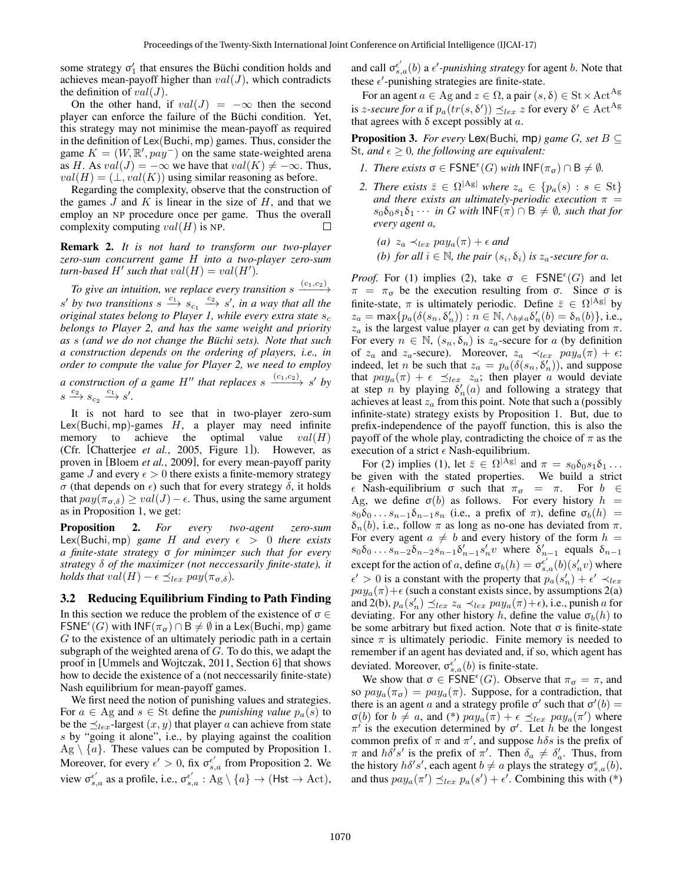some strategy $\sigma'_1$ that ensures the Büchi condition holds and achieves mean-payoff higher than $val(J)$, which contradicts the definition of $val(J)$.

On the other hand, if $val(J) = -\infty$ then the second player can enforce the failure of the Büchi condition. Yet, this strategy may not minimise the mean-payoff as required in the definition of Lex(Buchi, mp) games. Thus, consider the game $K = (W, \mathbb{R}', pay^-)$ on the same state-weighted arena as $H$. As $val(J) = -\infty$ we have that $val(K) \neq -\infty$. Thus, $val(H) = (\bot, val(K))$ using similar reasoning as before.

Regarding the complexity, observe that the construction of the games $J$ and $K$ is linear in the size of $H$, and that we employ an NP procedure once per game. Thus the overall complexity computing $val(H)$ is NP. □

**Remark 2.** *It is not hard to transform our two-player zero-sum concurrent game $H$ into a two-player zero-sum turn-based $H'$ such that $val(H) = val(H')$.*

*To give an intuition, we replace every transition $s \xrightarrow{(c_1,c_2)} s'$ by two transitions $s \xrightarrow{c_1} s_{c_1} \xrightarrow{c_2} s'$, in a way that all the original states belong to Player 1, while every extra state $s_c$ belongs to Player 2, and has the same weight and priority as $s$ (and we do not change the Büchi sets). Note that such a construction depends on the ordering of players, i.e., in order to compute the value for Player 2, we need to employ a construction of a game $H''$ that replaces $s \xrightarrow{(c_1,c_2)} s'$ by $s \xrightarrow{c_2} s_{c_2} \xrightarrow{c_1} s'$.*

It is not hard to see that in two-player zero-sum Lex(Buchi, mp)-games $H$, a player may need infinite memory to achieve the optimal value $val(H)$ (Cfr. [Chatterjee *et al.*, 2005, Figure 1]). However, as proven in [Bloem *et al.*, 2009], for every mean-payoff parity game $J$ and every $\epsilon > 0$ there exists a finite-memory strategy $\sigma$ (that depends on $\epsilon$) such that for every strategy $\delta$, it holds that $pay(\pi_{\sigma,\delta}) \geq val(J) - \epsilon$. Thus, using the same argument as in Proposition 1, we get:

**Proposition 2.** *For every two-agent zero-sum Lex(Buchi, mp) game $H$ and every $\epsilon > 0$ there exists a finite-state strategy $\sigma$ for minimzer such that for every strategy $\delta$ of the maximizer (not neccessarily finite-state), it holds that $val(H) - \epsilon \preceq_{lex} pay(\pi_{\sigma,\delta})$.*

### 3.2 Reducing Equilibrium Finding to Path Finding

In this section we reduce the problem of the existence of $\sigma \in \mathsf{FSNE}^\epsilon(G)$ with $\mathsf{INF}(\pi_\sigma) \cap \mathsf{B} \neq \emptyset$ in a Lex(Buchi, mp) game $G$ to the existence of an ultimately periodic path in a certain subgraph of the weighted arena of $G$. To do this, we adapt the proof in [Ummels and Wojtczak, 2011, Section 6] that shows how to decide the existence of a (not neccessarily finite-state) Nash equilibrium for mean-payoff games.

We first need the notion of punishing values and strategies. For $a \in \mathrm{Ag}$ and $s \in \mathrm{St}$ define the *punishing value* $p_a(s)$ to be the $\preceq_{lex}$-largest $(x, y)$ that player $a$ can achieve from state $s$ by "going it alone", i.e., by playing against the coalition $\mathrm{Ag} \setminus \{a\}$. These values can be computed by Proposition 1. Moreover, for every $\epsilon' > 0$, fix $\sigma^{\epsilon'}_{s,a}$ from Proposition 2. We view $\sigma^{\epsilon'}_{s,a}$ as a profile, i.e., $\sigma^{\epsilon'}_{s,a} : \mathrm{Ag} \setminus \{a\} \to (\mathsf{Hst} \to \mathrm{Act})$, and call $\sigma^{\epsilon'}_{s,a}(b)$ a *$\epsilon'$-punishing strategy* for agent $b$. Note that these $\epsilon'$-punishing strategies are finite-state.

For an agent $a \in \mathrm{Ag}$ and $z \in \Omega$, a pair $(s, \delta) \in \mathrm{St} \times \mathrm{Act}^{\mathrm{Ag}}$ is *$z$-secure for $a$* if $p_a(tr(s, \delta')) \preceq_{lex} z$ for every $\delta' \in \mathrm{Act}^{\mathrm{Ag}}$ that agrees with $\delta$ except possibly at $a$.

**Proposition 3.** *For every Lex(Buchi, mp) game $G$, set $\mathsf{B} \subseteq \mathrm{St}$, and $\epsilon \geq 0$, the following are equivalent:*

1. *There exists $\sigma \in \mathsf{FSNE}^\epsilon(G)$ with $\mathsf{INF}(\pi_\sigma) \cap \mathsf{B} \neq \emptyset$.*
2. *There exists $\bar{z} \in \Omega^{|\mathrm{Ag}|}$ where $z_a \in \{p_a(s) : s \in \mathrm{St}\}$ and there exists an ultimately-periodic execution $\pi = s_0\delta_0 s_1 \delta_1 \cdots$ in $G$ with $\mathsf{INF}(\pi) \cap \mathsf{B} \neq \emptyset$, such that for every agent $a$,*
   *(a) $z_a \prec_{lex} pay_a(\pi) + \epsilon$ and*
   *(b) for all $i \in \mathbb{N}$, the pair $(s_i, \delta_i)$ is $z_a$-secure for $a$.*

*Proof.* For (1) implies (2), take $\sigma \in \mathsf{FSNE}^\epsilon(G)$ and let $\pi = \pi_\sigma$ be the execution resulting from $\sigma$. Since $\sigma$ is finite-state, $\pi$ is ultimately periodic. Define $\bar{z} \in \Omega^{|\mathrm{Ag}|}$ by $z_a = \max\{p_a(\delta(s_n, \delta'_n)) : n \in \mathbb{N}, \wedge_{b \neq a} \delta'_n(b) = \delta_n(b)\}$, i.e., $z_a$ is the largest value player $a$ can get by deviating from $\pi$. For every $n \in \mathbb{N}$, $(s_n, \delta_n)$ is $z_a$-secure for $a$ (by definition of $z_a$ and $z_a$-secure). Moreover, $z_a \prec_{lex} pay_a(\pi) + \epsilon$: indeed, let $n$ be such that $z_a = p_a(\delta(s_n, \delta'_n))$, and suppose that $pay_a(\pi) + \epsilon \preceq_{lex} z_a$; then player $a$ would deviate at step $n$ by playing $\delta'_n(a)$ and following a strategy that achieves at least $z_a$ from this point. Note that such a (possibly infinite-state) strategy exists by Proposition 1. But, due to prefix-independence of the payoff function, this is also the payoff of the whole play, contradicting the choice of $\pi$ as the execution of a strict $\epsilon$ Nash-equilibrium.

For (2) implies (1), let $\bar{z} \in \Omega^{|\mathrm{Ag}|}$ and $\pi = s_0\delta_0 s_1 \delta_1 \ldots$ be given with the stated properties. We build a strict $\epsilon$ Nash-equilibrium $\sigma$ such that $\pi_\sigma = \pi$. For $b \in \mathrm{Ag}$, we define $\sigma(b)$ as follows. For every history $h = s_0\delta_0 \ldots s_{n-1}\delta_{n-1}s_n$ (i.e., a prefix of $\pi$), define $\sigma_b(h) = \delta_n(b)$, i.e., follow $\pi$ as long as no-one has deviated from $\pi$. For every agent $a \neq b$ and every history of the form $h = s_0\delta_0 \ldots s_{n-2}\delta_{n-2}s_{n-1}\delta'_{n-1}s'_n v$ where $\delta'_{n-1}$ equals $\delta_{n-1}$ except for the action of $a$, define $\sigma_b(h) = \sigma^{\epsilon'}_{s,a}(b)(s'_n v)$ where $\epsilon' > 0$ is a constant with the property that $p_a(s'_n) + \epsilon' \prec_{lex} pay_a(\pi) + \epsilon$ (such a constant exists since, by assumptions 2(a) and 2(b), $p_a(s'_n) \preceq_{lex} z_a \prec_{lex} pay_a(\pi) + \epsilon$), i.e., punish $a$ for deviating. For any other history $h$, define the value $\sigma_b(h)$ to be some arbitrary but fixed action. Note that $\sigma$ is finite-state since $\pi$ is ultimately periodic. Finite memory is needed to remember if an agent has deviated and, if so, which agent has deviated. Moreover, $\sigma^{\epsilon'}_{s,a}(b)$ is finite-state.

We show that $\sigma \in \mathsf{FSNE}^\epsilon(G)$. Observe that $\pi_\sigma = \pi$, and so $pay_a(\pi_\sigma) = pay_a(\pi)$. Suppose, for a contradiction, that there is an agent $a$ and a strategy profile $\sigma'$ such that $\sigma'(b) = \sigma(b)$ for $b \neq a$, and (*) $pay_a(\pi) + \epsilon \preceq_{lex} pay_a(\pi')$ where $\pi'$ is the execution determined by $\sigma'$. Let $h$ be the longest common prefix of $\pi$ and $\pi'$, and suppose $h\delta s$ is the prefix of $\pi$ and $h\delta' s'$ is the prefix of $\pi'$. Then $\delta_a \neq \delta'_a$. Thus, from the history $h\delta' s'$, each agent $b \neq a$ plays the strategy $\sigma^\epsilon_{s,a}(b)$, and thus $pay_a(\pi') \preceq_{lex} p_a(s') + \epsilon'$. Combining this with (*)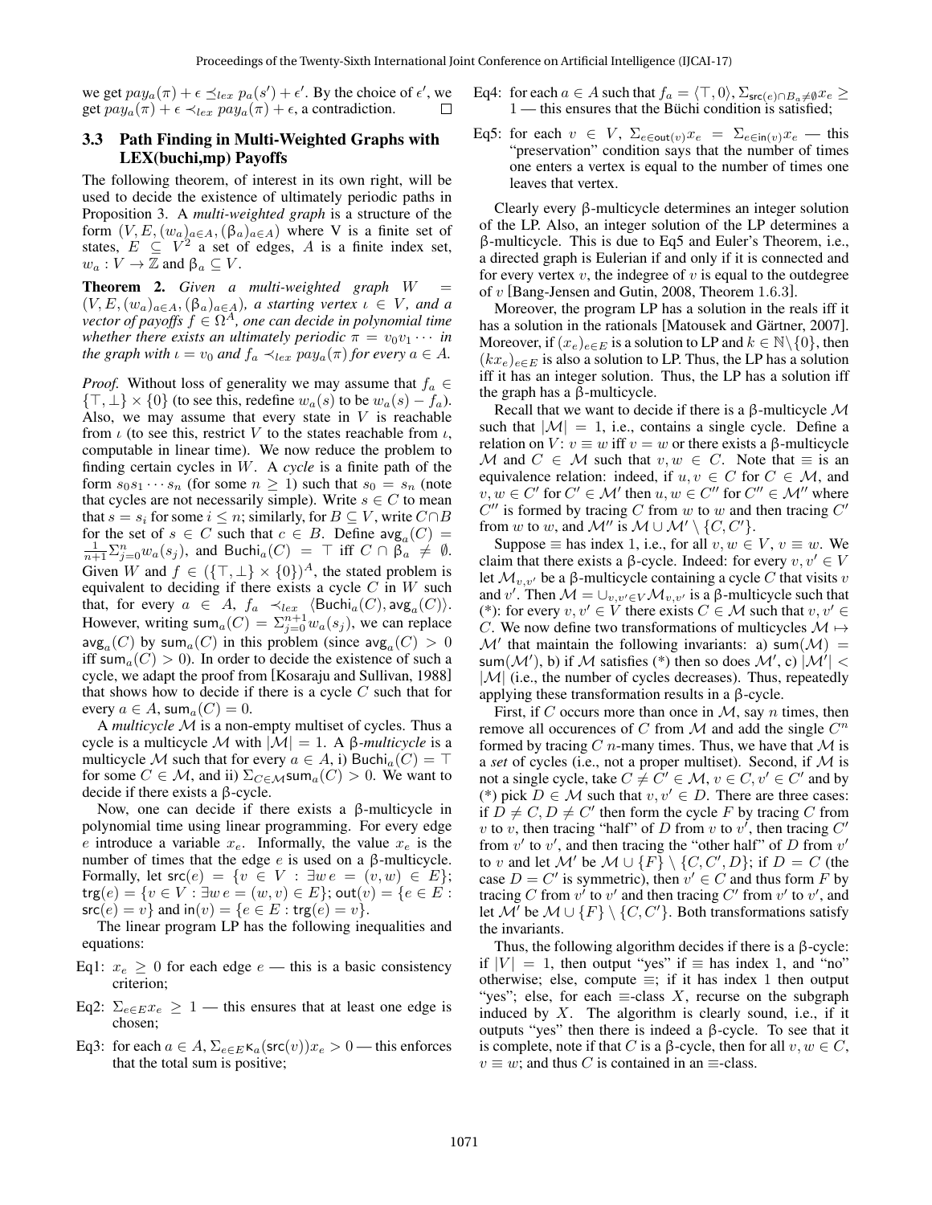we get $pay_a(\pi) + \epsilon \preceq_{lex} p_a(s') + \epsilon'$. By the choice of $\epsilon'$, we get $pay_a(\pi) + \epsilon \prec_{lex} pay_a(\pi) + \epsilon$, a contradiction. □

### 3.3 Path Finding in Multi-Weighted Graphs with LEX(buchi,mp) Payoffs

The following theorem, of interest in its own right, will be used to decide the existence of ultimately periodic paths in Proposition 3. A *multi-weighted graph* is a structure of the form $(V, E, (w_a)_{a \in A}, (\beta_a)_{a \in A})$ where V is a finite set of states, $E \subseteq V^2$ a set of edges, $A$ is a finite index set, $w_a : V \to \mathbb{Z}$ and $\beta_a \subseteq V$.

**Theorem 2.** *Given a multi-weighted graph $W = (V, E, (w_a)_{a \in A}, (\beta_a)_{a \in A})$, a starting vertex $\iota \in V$, and a vector of payoffs $f \in \Omega^A$, one can decide in polynomial time whether there exists an ultimately periodic $\pi = v_0 v_1 \cdots$ in the graph with $\iota = v_0$ and $f_a \prec_{lex} pay_a(\pi)$ for every $a \in A$.*

*Proof.* Without loss of generality we may assume that $f_a \in \{\top, \bot\} \times \{0\}$ (to see this, redefine $w_a(s)$ to be $w_a(s) - f_a$). Also, we may assume that every state in $V$ is reachable from $\iota$ (to see this, restrict $V$ to the states reachable from $\iota$, computable in linear time). We now reduce the problem to finding certain cycles in $W$. A *cycle* is a finite path of the form $s_0 s_1 \cdots s_n$ (for some $n \geq 1$) such that $s_0 = s_n$ (note that cycles are not necessarily simple). Write $s \in C$ to mean that $s = s_i$ for some $i \leq n$; similarly, for $B \subseteq V$, write $C \cap B$ for the set of $s \in C$ such that $c \in B$. Define $\mathsf{avg}_a(C) = \frac{1}{n+1} \Sigma_{j=0}^{n} w_a(s_j)$, and $\mathsf{Buchi}_a(C) = \top$ iff $C \cap \beta_a \neq \emptyset$. Given $W$ and $f \in (\{\top, \bot\} \times \{0\})^A$, the stated problem is equivalent to deciding if there exists a cycle $C$ in $W$ such that, for every $a \in A$, $f_a \prec_{lex} \langle \mathsf{Buchi}_a(C), \mathsf{avg}_a(C) \rangle$. However, writing $\mathsf{sum}_a(C) = \Sigma_{j=0}^{n+1} w_a(s_j)$, we can replace $\mathsf{avg}_a(C)$ by $\mathsf{sum}_a(C)$ in this problem (since $\mathsf{avg}_a(C) > 0$ iff $\mathsf{sum}_a(C) > 0$). In order to decide the existence of such a cycle, we adapt the proof from [Kosaraju and Sullivan, 1988] that shows how to decide if there is a cycle $C$ such that for every $a \in A$, $\mathsf{sum}_a(C) = 0$.

A *multicycle* $\mathcal{M}$ is a non-empty multiset of cycles. Thus a cycle is a multicycle $\mathcal{M}$ with $|\mathcal{M}| = 1$. A $\beta$-*multicycle* is a multicycle $\mathcal{M}$ such that for every $a \in A$, i) $\mathsf{Buchi}_a(C) = \top$ for some $C \in \mathcal{M}$, and ii) $\Sigma_{C \in \mathcal{M}} \mathsf{sum}_a(C) > 0$. We want to decide if there exists a $\beta$-cycle.

Now, one can decide if there exists a $\beta$-multicycle in polynomial time using linear programming. For every edge $e$ introduce a variable $x_e$. Informally, the value $x_e$ is the number of times that the edge $e$ is used on a $\beta$-multicycle. Formally, let $\mathsf{src}(e) = \{v \in V : \exists w\, e = (v, w) \in E\}$; $\mathsf{trg}(e) = \{v \in V : \exists w\, e = (w, v) \in E\}$; $\mathsf{out}(v) = \{e \in E : \mathsf{src}(e) = v\}$ and $\mathsf{in}(v) = \{e \in E : \mathsf{trg}(e) = v\}$.

The linear program LP has the following inequalities and equations:

- Eq1: $x_e \geq 0$ for each edge $e$ — this is a basic consistency criterion;
- Eq2: $\Sigma_{e \in E} x_e \geq 1$ — this ensures that at least one edge is chosen;
- Eq3: for each $a \in A$, $\Sigma_{e \in E} \mathsf{k}_a(\mathsf{src}(v)) x_e > 0$ — this enforces that the total sum is positive;
- Eq4: for each $a \in A$ such that $f_a = \langle \top, 0 \rangle$, $\Sigma_{\mathsf{src}(e) \cap B_a \neq \emptyset} x_e \geq 1$ — this ensures that the Büchi condition is satisfied;
- Eq5: for each $v \in V$, $\Sigma_{e \in \mathsf{out}(v)} x_e = \Sigma_{e \in \mathsf{in}(v)} x_e$ — this "preservation" condition says that the number of times one enters a vertex is equal to the number of times one leaves that vertex.

Clearly every $\beta$-multicycle determines an integer solution of the LP. Also, an integer solution of the LP determines a $\beta$-multicycle. This is due to Eq5 and Euler's Theorem, i.e., a directed graph is Eulerian if and only if it is connected and for every vertex $v$, the indegree of $v$ is equal to the outdegree of $v$ [Bang-Jensen and Gutin, 2008, Theorem 1.6.3].

Moreover, the program LP has a solution in the reals iff it has a solution in the rationals [Matousek and Gärtner, 2007]. Moreover, if $(x_e)_{e \in E}$ is a solution to LP and $k \in \mathbb{N} \setminus \{0\}$, then $(kx_e)_{e \in E}$ is also a solution to LP. Thus, the LP has a solution iff it has an integer solution. Thus, the LP has a solution iff the graph has a $\beta$-multicycle.

Recall that we want to decide if there is a $\beta$-multicycle $\mathcal{M}$ such that $|\mathcal{M}| = 1$, i.e., contains a single cycle. Define a relation on $V$: $v \equiv w$ iff $v = w$ or there exists a $\beta$-multicycle $\mathcal{M}$ and $C \in \mathcal{M}$ such that $v, w \in C$. Note that $\equiv$ is an equivalence relation: indeed, if $u, v \in C$ for $C \in \mathcal{M}$, and $v, w \in C'$ for $C' \in \mathcal{M}'$ then $u, w \in C''$ for $C'' \in \mathcal{M}''$ where $C''$ is formed by tracing $C$ from $w$ to $w$ and then tracing $C'$ from $w$ to $w$, and $\mathcal{M}''$ is $\mathcal{M} \cup \mathcal{M}' \setminus \{C, C'\}$.

Suppose $\equiv$ has index 1, i.e., for all $v, w \in V$, $v \equiv w$. We claim that there exists a $\beta$-cycle. Indeed: for every $v, v' \in V$ let $\mathcal{M}_{v,v'}$ be a $\beta$-multicycle containing a cycle $C$ that visits $v$ and $v'$. Then $\mathcal{M} = \cup_{v,v' \in V} \mathcal{M}_{v,v'}$ is a $\beta$-multicycle such that (*): for every $v, v' \in V$ there exists $C \in \mathcal{M}$ such that $v, v' \in C$. We now define two transformations of multicycles $\mathcal{M} \mapsto \mathcal{M}'$ that maintain the following invariants: a) $\mathsf{sum}(\mathcal{M}) = \mathsf{sum}(\mathcal{M}')$, b) if $\mathcal{M}$ satisfies (*) then so does $\mathcal{M}'$, c) $|\mathcal{M}'| < |\mathcal{M}|$ (i.e., the number of cycles decreases). Thus, repeatedly applying these transformation results in a $\beta$-cycle.

First, if $C$ occurs more than once in $\mathcal{M}$, say $n$ times, then remove all occurences of $C$ from $\mathcal{M}$ and add the single $C^n$ formed by tracing $C$ $n$-many times. Thus, we have that $\mathcal{M}$ is a *set* of cycles (i.e., not a proper multiset). Second, if $\mathcal{M}$ is not a single cycle, take $C \neq C' \in \mathcal{M}$, $v \in C$, $v' \in C'$ and by (*) pick $D \in \mathcal{M}$ such that $v, v' \in D$. There are three cases: if $D \neq C, D \neq C'$ then form the cycle $F$ by tracing $C$ from $v$ to $v$, then tracing "half" of $D$ from $v$ to $v'$, then tracing $C'$ from $v'$ to $v'$, and then tracing the "other half" of $D$ from $v'$ to $v$ and let $\mathcal{M}'$ be $\mathcal{M} \cup \{F\} \setminus \{C, C', D\}$; if $D = C$ (the case $D = C'$ is symmetric), then $v' \in C$ and thus form $F$ by tracing $C$ from $v'$ to $v'$ and then tracing $C'$ from $v'$ to $v'$, and let $\mathcal{M}'$ be $\mathcal{M} \cup \{F\} \setminus \{C, C'\}$. Both transformations satisfy the invariants.

Thus, the following algorithm decides if there is a $\beta$-cycle: if $|V| = 1$, then output "yes" if $\equiv$ has index 1, and "no" otherwise; else, compute $\equiv$; if it has index 1 then output "yes"; else, for each $\equiv$-class $X$, recurse on the subgraph induced by $X$. The algorithm is clearly sound, i.e., if it outputs "yes" then there is indeed a $\beta$-cycle. To see that it is complete, note if that $C$ is a $\beta$-cycle, then for all $v, w \in C$, $v \equiv w$; and thus $C$ is contained in an $\equiv$-class.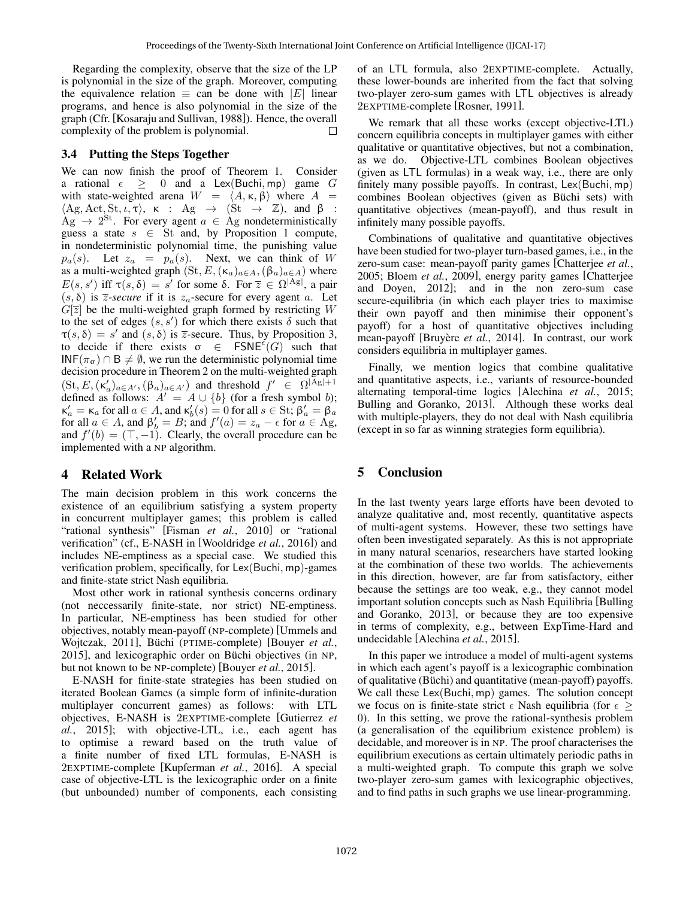Regarding the complexity, observe that the size of the LP is polynomial in the size of the graph. Moreover, computing the equivalence relation $\equiv$ can be done with $|E|$ linear programs, and hence is also polynomial in the size of the graph (Cfr. [Kosaraju and Sullivan, 1988]). Hence, the overall complexity of the problem is polynomial. □

### 3.4 Putting the Steps Together

We can now finish the proof of Theorem 1. Consider a rational $\epsilon \geq 0$ and a $\mathsf{Lex}(\mathsf{Buchi}, \mathsf{mp})$ game $G$ with state-weighted arena $W = \langle A, \kappa, \beta \rangle$ where $A = \langle \mathrm{Ag}, \mathrm{Act}, \mathrm{St}, \iota, \tau \rangle$, $\kappa : \mathrm{Ag} \to (\mathrm{St} \to \mathbb{Z})$, and $\beta : \mathrm{Ag} \to 2^{\mathrm{St}}$. For every agent $a \in \mathrm{Ag}$ nondeterministically guess a state $s \in \mathrm{St}$ and, by Proposition 1 compute, in nondeterministic polynomial time, the punishing value $p_a(s)$. Let $z_a = p_a(s)$. Next, we can think of $W$ as a multi-weighted graph $(\mathrm{St}, E, (\kappa_a)_{a \in A}, (\beta_a)_{a \in A})$ where $E(s, s')$ iff $\tau(s, \delta) = s'$ for some $\delta$. For $\overline{z} \in \Omega^{|\mathrm{Ag}|}$, a pair $(s, \delta)$ is $\overline{z}$*-secure* if it is $z_a$-secure for every agent $a$. Let $G[\overline{z}]$ be the multi-weighted graph formed by restricting $W$ to the set of edges $(s, s')$ for which there exists $\delta$ such that $\tau(s, \delta) = s'$ and $(s, \delta)$ is $\overline{z}$-secure. Thus, by Proposition 3, to decide if there exists $\sigma \in \mathsf{FSNE}^{\epsilon}(G)$ such that $\mathsf{INF}(\pi_\sigma) \cap \mathsf{B} \neq \emptyset$, we run the deterministic polynomial time decision procedure in Theorem 2 on the multi-weighted graph $(\mathrm{St}, E, (\kappa'_a)_{a \in A'}, (\beta_a)_{a \in A'})$ and threshold $f' \in \Omega^{|\mathrm{Ag}|+1}$ defined as follows: $A' = A \cup \{b\}$ (for a fresh symbol $b$); $\kappa'_a = \kappa_a$ for all $a \in A$, and $\kappa'_b(s) = 0$ for all $s \in \mathrm{St}$; $\beta'_a = \beta_a$ for all $a \in A$, and $\beta'_b = B$; and $f'(a) = z_a - \epsilon$ for $a \in \mathrm{Ag}$, and $f'(b) = (\top, -1)$. Clearly, the overall procedure can be implemented with a NP algorithm.

## 4 Related Work

The main decision problem in this work concerns the existence of an equilibrium satisfying a system property in concurrent multiplayer games; this problem is called "rational synthesis" [Fisman *et al.*, 2010] or "rational verification" (cf., E-NASH in [Wooldridge *et al.*, 2016]) and includes NE-emptiness as a special case. We studied this verification problem, specifically, for $\mathsf{Lex}(\mathsf{Buchi}, \mathsf{mp})$-games and finite-state strict Nash equilibria.

Most other work in rational synthesis concerns ordinary (not neccessarily finite-state, nor strict) NE-emptiness. In particular, NE-emptiness has been studied for other objectives, notably mean-payoff (NP-complete) [Ummels and Wojtczak, 2011], Büchi (PTIME-complete) [Bouyer *et al.*, 2015], and lexicographic order on Büchi objectives (in NP, but not known to be NP-complete) [Bouyer *et al.*, 2015].

E-NASH for finite-state strategies has been studied on iterated Boolean Games (a simple form of infinite-duration multiplayer concurrent games) as follows: with LTL objectives, E-NASH is 2EXPTIME-complete [Gutierrez *et al.*, 2015]; with objective-LTL, i.e., each agent has to optimise a reward based on the truth value of a finite number of fixed LTL formulas, E-NASH is 2EXPTIME-complete [Kupferman *et al.*, 2016]. A special case of objective-LTL is the lexicographic order on a finite (but unbounded) number of components, each consisting of an LTL formula, also 2EXPTIME-complete. Actually, these lower-bounds are inherited from the fact that solving two-player zero-sum games with LTL objectives is already 2EXPTIME-complete [Rosner, 1991].

We remark that all these works (except objective-LTL) concern equilibria concepts in multiplayer games with either qualitative or quantitative objectives, but not a combination, as we do. Objective-LTL combines Boolean objectives (given as LTL formulas) in a weak way, i.e., there are only finitely many possible payoffs. In contrast, $\mathsf{Lex}(\mathsf{Buchi}, \mathsf{mp})$ combines Boolean objectives (given as Büchi sets) with quantitative objectives (mean-payoff), and thus result in infinitely many possible payoffs.

Combinations of qualitative and quantitative objectives have been studied for two-player turn-based games, i.e., in the zero-sum case: mean-payoff parity games [Chatterjee *et al.*, 2005; Bloem *et al.*, 2009], energy parity games [Chatterjee and Doyen, 2012]; and in the non zero-sum case secure-equilibria (in which each player tries to maximise their own payoff and then minimise their opponent's payoff) for a host of quantitative objectives including mean-payoff [Bruyère *et al.*, 2014]. In contrast, our work considers equilibria in multiplayer games.

Finally, we mention logics that combine qualitative and quantitative aspects, i.e., variants of resource-bounded alternating temporal-time logics [Alechina *et al.*, 2015; Bulling and Goranko, 2013]. Although these works deal with multiple-players, they do not deal with Nash equilibria (except in so far as winning strategies form equilibria).

## 5 Conclusion

In the last twenty years large efforts have been devoted to analyze qualitative and, most recently, quantitative aspects of multi-agent systems. However, these two settings have often been investigated separately. As this is not appropriate in many natural scenarios, researchers have started looking at the combination of these two worlds. The achievements in this direction, however, are far from satisfactory, either because the settings are too weak, e.g., they cannot model important solution concepts such as Nash Equilibria [Bulling and Goranko, 2013], or because they are too expensive in terms of complexity, e.g., between ExpTime-Hard and undecidable [Alechina *et al.*, 2015].

In this paper we introduce a model of multi-agent systems in which each agent's payoff is a lexicographic combination of qualitative (Büchi) and quantitative (mean-payoff) payoffs. We call these $\mathsf{Lex}(\mathsf{Buchi}, \mathsf{mp})$ games. The solution concept we focus on is finite-state strict $\epsilon$ Nash equilibria (for $\epsilon \geq 0$). In this setting, we prove the rational-synthesis problem (a generalisation of the equilibrium existence problem) is decidable, and moreover is in NP. The proof characterises the equilibrium executions as certain ultimately periodic paths in a multi-weighted graph. To compute this graph we solve two-player zero-sum games with lexicographic objectives, and to find paths in such graphs we use linear-programming.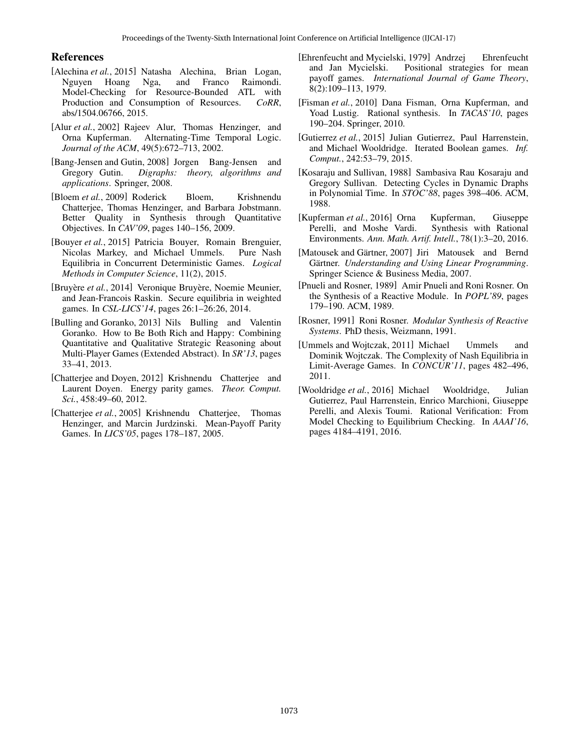## References

[Alechina *et al.*, 2015] Natasha Alechina, Brian Logan, Nguyen Hoang Nga, and Franco Raimondi. Model-Checking for Resource-Bounded ATL with Production and Consumption of Resources. *CoRR*, abs/1504.06766, 2015.

[Alur *et al.*, 2002] Rajeev Alur, Thomas Henzinger, and Orna Kupferman. Alternating-Time Temporal Logic. *Journal of the ACM*, 49(5):672–713, 2002.

[Bang-Jensen and Gutin, 2008] Jorgen Bang-Jensen and Gregory Gutin. *Digraphs: theory, algorithms and applications*. Springer, 2008.

[Bloem *et al.*, 2009] Roderick Bloem, Krishnendu Chatterjee, Thomas Henzinger, and Barbara Jobstmann. Better Quality in Synthesis through Quantitative Objectives. In *CAV'09*, pages 140–156, 2009.

[Bouyer *et al.*, 2015] Patricia Bouyer, Romain Brenguier, Nicolas Markey, and Michael Ummels. Pure Nash Equilibria in Concurrent Deterministic Games. *Logical Methods in Computer Science*, 11(2), 2015.

[Bruyère *et al.*, 2014] Veronique Bruyère, Noemie Meunier, and Jean-Francois Raskin. Secure equilibria in weighted games. In *CSL-LICS'14*, pages 26:1–26:26, 2014.

[Bulling and Goranko, 2013] Nils Bulling and Valentin Goranko. How to Be Both Rich and Happy: Combining Quantitative and Qualitative Strategic Reasoning about Multi-Player Games (Extended Abstract). In *SR'13*, pages 33–41, 2013.

[Chatterjee and Doyen, 2012] Krishnendu Chatterjee and Laurent Doyen. Energy parity games. *Theor. Comput. Sci.*, 458:49–60, 2012.

[Chatterjee *et al.*, 2005] Krishnendu Chatterjee, Thomas Henzinger, and Marcin Jurdzinski. Mean-Payoff Parity Games. In *LICS'05*, pages 178–187, 2005.

[Ehrenfeucht and Mycielski, 1979] Andrzej Ehrenfeucht and Jan Mycielski. Positional strategies for mean payoff games. *International Journal of Game Theory*, 8(2):109–113, 1979.

[Fisman *et al.*, 2010] Dana Fisman, Orna Kupferman, and Yoad Lustig. Rational synthesis. In *TACAS'10*, pages 190–204. Springer, 2010.

[Gutierrez *et al.*, 2015] Julian Gutierrez, Paul Harrenstein, and Michael Wooldridge. Iterated Boolean games. *Inf. Comput.*, 242:53–79, 2015.

[Kosaraju and Sullivan, 1988] Sambasiva Rau Kosaraju and Gregory Sullivan. Detecting Cycles in Dynamic Draphs in Polynomial Time. In *STOC'88*, pages 398–406. ACM, 1988.

[Kupferman *et al.*, 2016] Orna Kupferman, Giuseppe Perelli, and Moshe Vardi. Synthesis with Rational Environments. *Ann. Math. Artif. Intell.*, 78(1):3–20, 2016.

[Matousek and Gärtner, 2007] Jiri Matousek and Bernd Gärtner. *Understanding and Using Linear Programming*. Springer Science & Business Media, 2007.

[Pnueli and Rosner, 1989] Amir Pnueli and Roni Rosner. On the Synthesis of a Reactive Module. In *POPL'89*, pages 179–190. ACM, 1989.

[Rosner, 1991] Roni Rosner. *Modular Synthesis of Reactive Systems*. PhD thesis, Weizmann, 1991.

[Ummels and Wojtczak, 2011] Michael Ummels and Dominik Wojtczak. The Complexity of Nash Equilibria in Limit-Average Games. In *CONCUR'11*, pages 482–496, 2011.

[Wooldridge *et al.*, 2016] Michael Wooldridge, Julian Gutierrez, Paul Harrenstein, Enrico Marchioni, Giuseppe Perelli, and Alexis Toumi. Rational Verification: From Model Checking to Equilibrium Checking. In *AAAI'16*, pages 4184–4191, 2016.